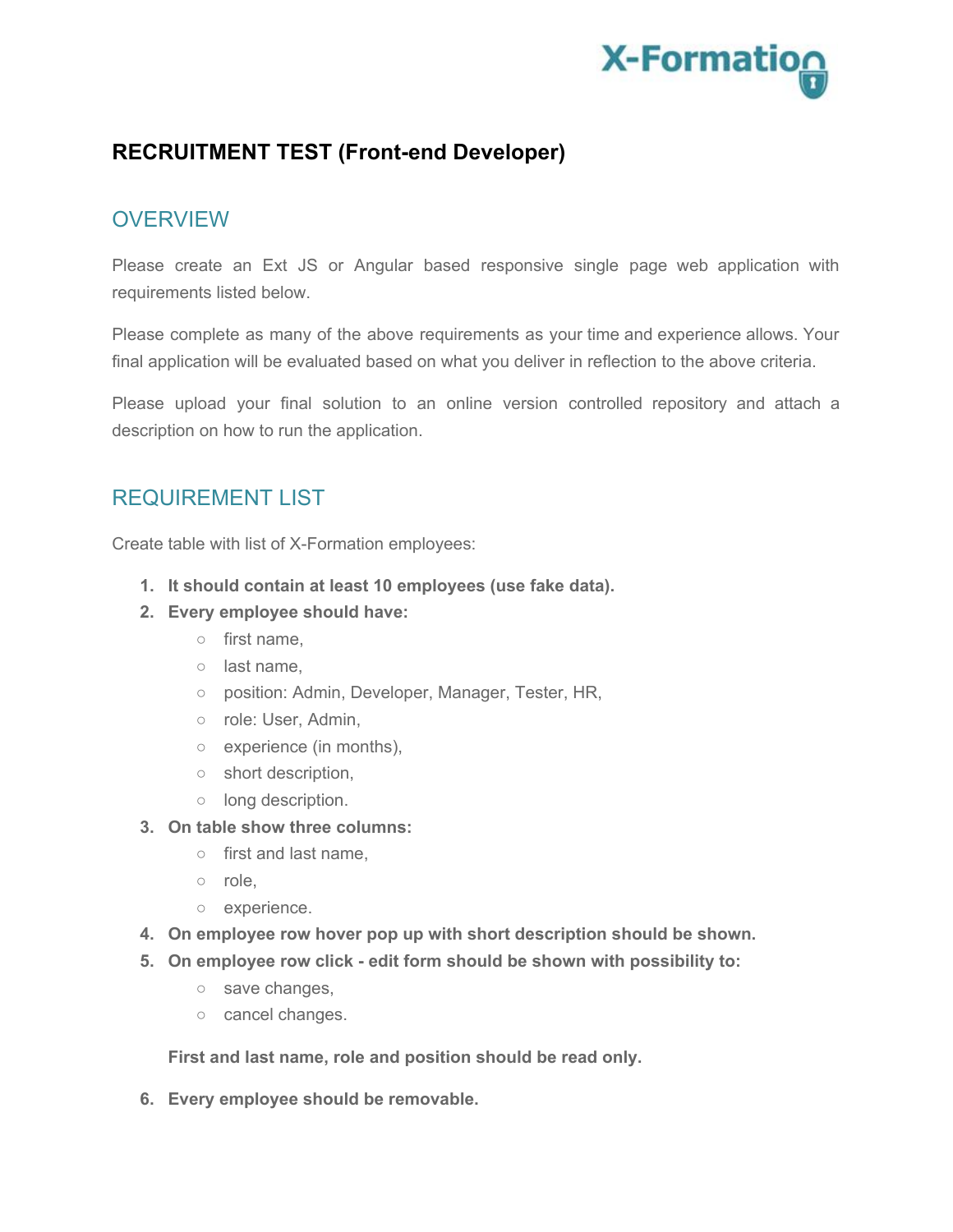# RECRUITMENT TEST (Front-end Developer)

## OVERVIEW

Please create an Ext JS or Angular based responsive single page web application with requirements listed below.

Please complete as many of the above requirements as your time and experience allows. Your final application will be evaluated based on what you deliver in reflection to the above criteria.

Please upload your final solution to an online version controlled repository and attach a description on how to run the application.

## REQUIREMENT LIST

Create table with list of X-Formation employees:

1. **It should contain at least 10 employees (use fake data).**
2. **Every employee should have:**
   - first name,
   - last name,
   - position: Admin, Developer, Manager, Tester, HR,
   - role: User, Admin,
   - experience (in months),
   - short description,
   - long description.
3. **On table show three columns:**
   - first and last name,
   - role,
   - experience.
4. **On employee row hover pop up with short description should be shown.**
5. **On employee row click - edit form should be shown with possibility to:**
   - save changes,
   - cancel changes.

   **First and last name, role and position should be read only.**

6. **Every employee should be removable.**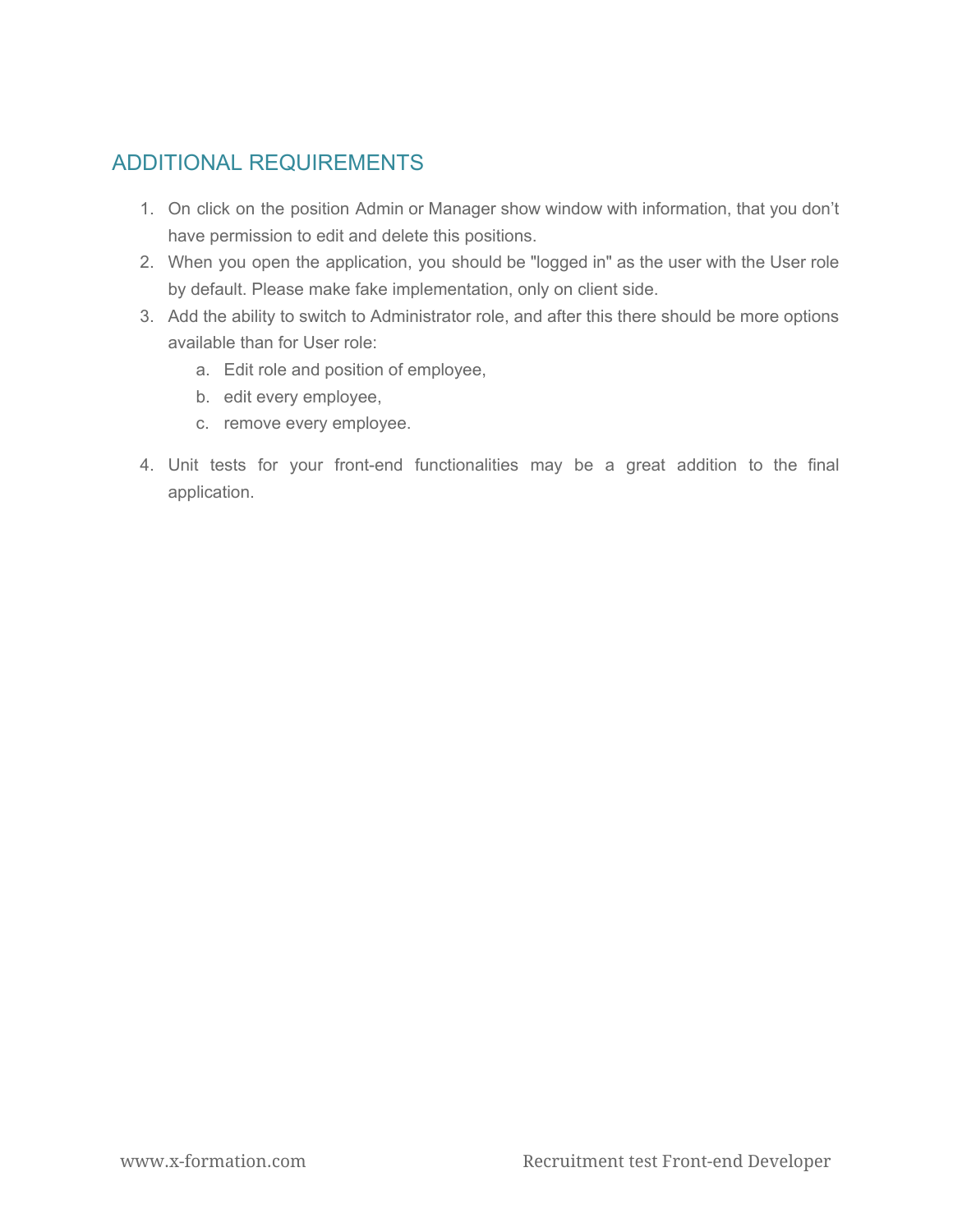## ADDITIONAL REQUIREMENTS

1. On click on the position Admin or Manager show window with information, that you don't have permission to edit and delete this positions.
2. When you open the application, you should be "logged in" as the user with the User role by default. Please make fake implementation, only on client side.
3. Add the ability to switch to Administrator role, and after this there should be more options available than for User role:
   a. Edit role and position of employee,
   b. edit every employee,
   c. remove every employee.
4. Unit tests for your front-end functionalities may be a great addition to the final application.